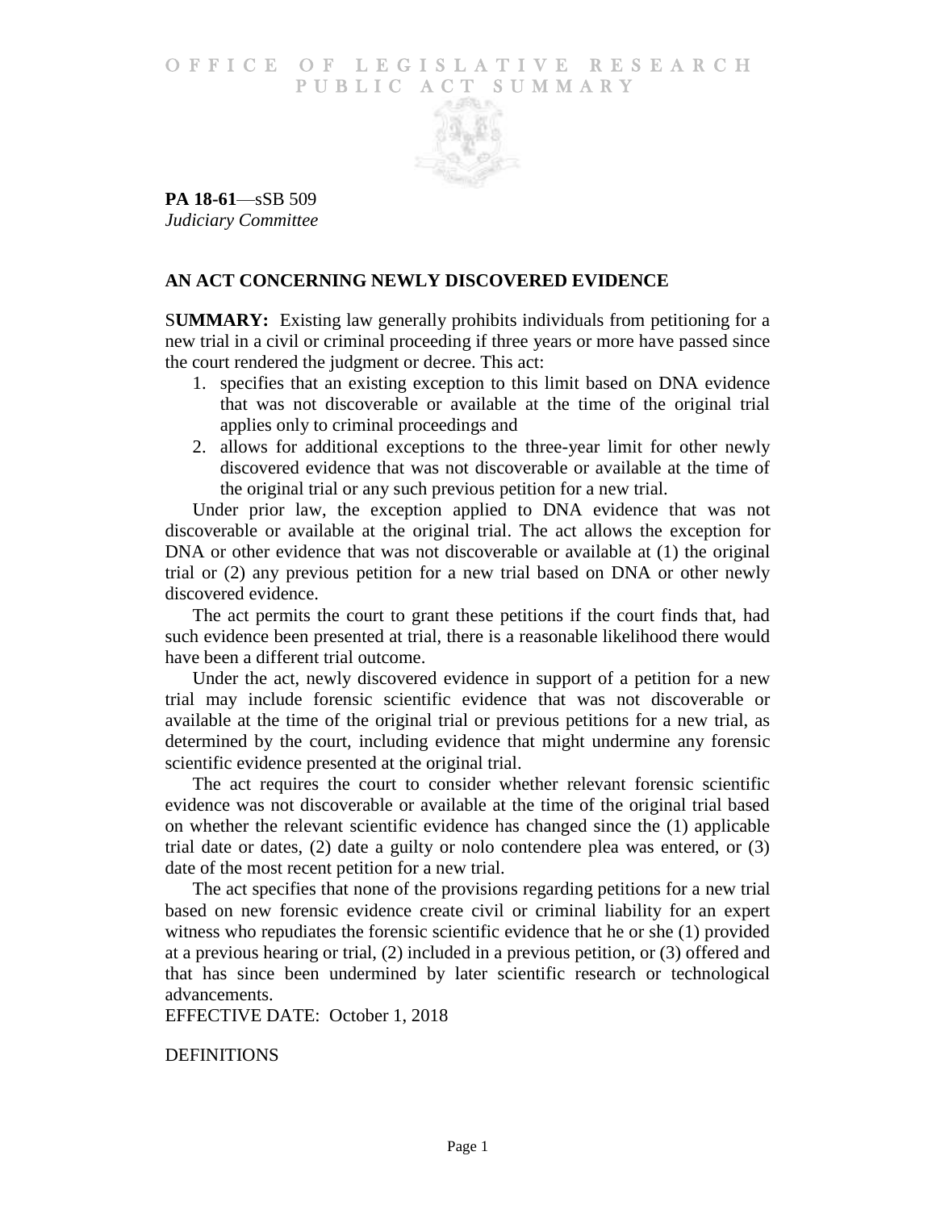# OFFICE OF LEGISLATIVE RESEARCH PUBLIC ACT SUMMARY

**PA 18-61**—sSB 509
*Judiciary Committee*

## AN ACT CONCERNING NEWLY DISCOVERED EVIDENCE

**SUMMARY:** Existing law generally prohibits individuals from petitioning for a new trial in a civil or criminal proceeding if three years or more have passed since the court rendered the judgment or decree. This act:

1. specifies that an existing exception to this limit based on DNA evidence that was not discoverable or available at the time of the original trial applies only to criminal proceedings and
2. allows for additional exceptions to the three-year limit for other newly discovered evidence that was not discoverable or available at the time of the original trial or any such previous petition for a new trial.

Under prior law, the exception applied to DNA evidence that was not discoverable or available at the original trial. The act allows the exception for DNA or other evidence that was not discoverable or available at (1) the original trial or (2) any previous petition for a new trial based on DNA or other newly discovered evidence.

The act permits the court to grant these petitions if the court finds that, had such evidence been presented at trial, there is a reasonable likelihood there would have been a different trial outcome.

Under the act, newly discovered evidence in support of a petition for a new trial may include forensic scientific evidence that was not discoverable or available at the time of the original trial or previous petitions for a new trial, as determined by the court, including evidence that might undermine any forensic scientific evidence presented at the original trial.

The act requires the court to consider whether relevant forensic scientific evidence was not discoverable or available at the time of the original trial based on whether the relevant scientific evidence has changed since the (1) applicable trial date or dates, (2) date a guilty or nolo contendere plea was entered, or (3) date of the most recent petition for a new trial.

The act specifies that none of the provisions regarding petitions for a new trial based on new forensic evidence create civil or criminal liability for an expert witness who repudiates the forensic scientific evidence that he or she (1) provided at a previous hearing or trial, (2) included in a previous petition, or (3) offered and that has since been undermined by later scientific research or technological advancements.

EFFECTIVE DATE: October 1, 2018

DEFINITIONS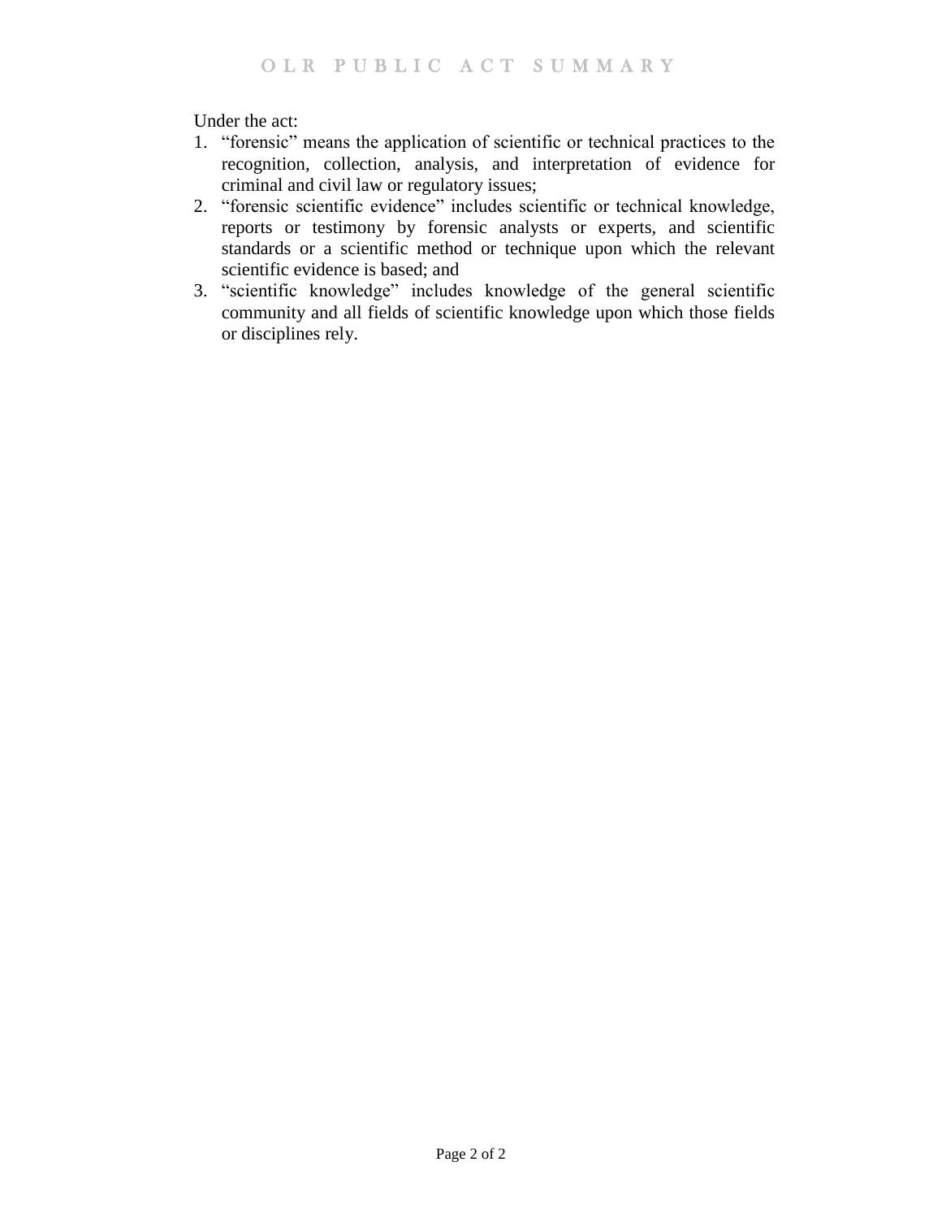Under the act:

1. "forensic" means the application of scientific or technical practices to the recognition, collection, analysis, and interpretation of evidence for criminal and civil law or regulatory issues;
2. "forensic scientific evidence" includes scientific or technical knowledge, reports or testimony by forensic analysts or experts, and scientific standards or a scientific method or technique upon which the relevant scientific evidence is based; and
3. "scientific knowledge" includes knowledge of the general scientific community and all fields of scientific knowledge upon which those fields or disciplines rely.